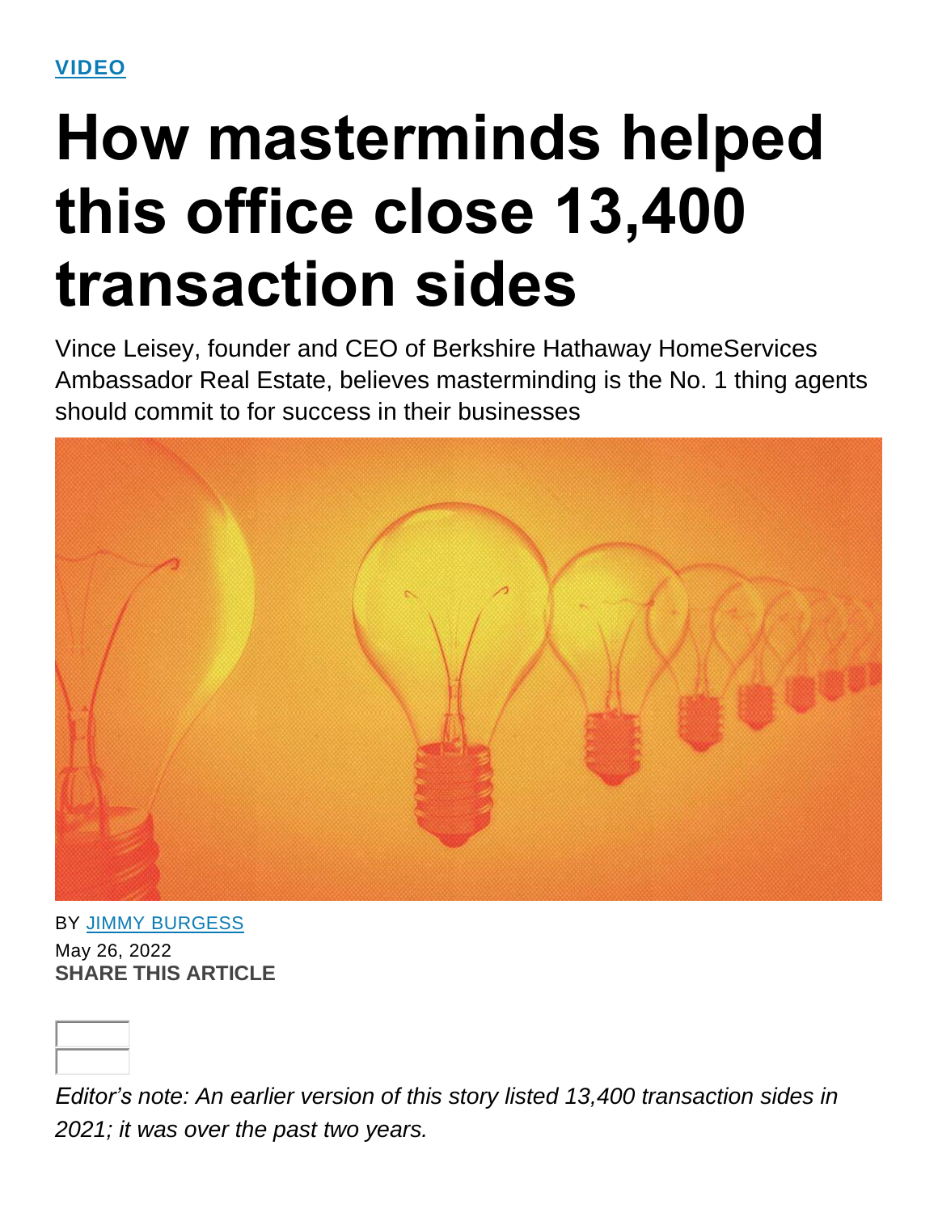VIDEO

# How masterminds helped this office close 13,400 transaction sides

Vince Leisey, founder and CEO of Berkshire Hathaway HomeServices Ambassador Real Estate, believes masterminding is the No. 1 thing agents should commit to for success in their businesses

BY JIMMY BURGESS

May 26, 2022

**SHARE THIS ARTICLE**

*Editor's note: An earlier version of this story listed 13,400 transaction sides in 2021; it was over the past two years.*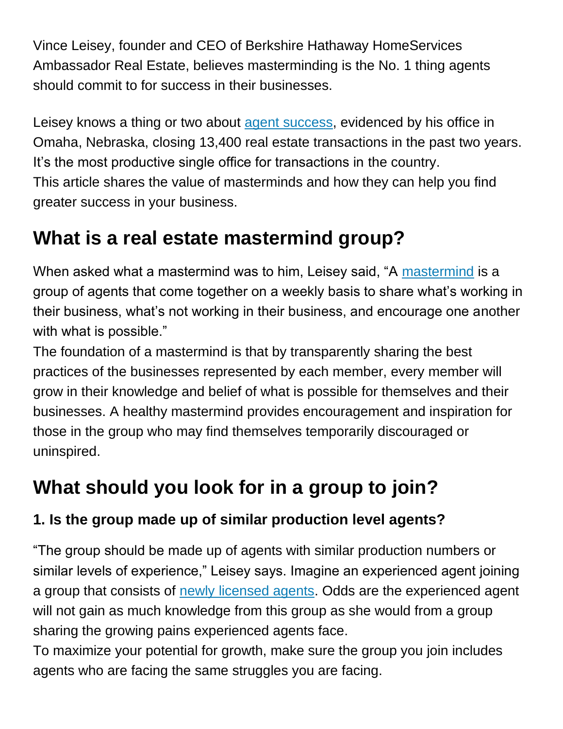Vince Leisey, founder and CEO of Berkshire Hathaway HomeServices Ambassador Real Estate, believes masterminding is the No. 1 thing agents should commit to for success in their businesses.

Leisey knows a thing or two about agent success, evidenced by his office in Omaha, Nebraska, closing 13,400 real estate transactions in the past two years. It's the most productive single office for transactions in the country.
This article shares the value of masterminds and how they can help you find greater success in your business.

## What is a real estate mastermind group?

When asked what a mastermind was to him, Leisey said, "A mastermind is a group of agents that come together on a weekly basis to share what's working in their business, what's not working in their business, and encourage one another with what is possible."
The foundation of a mastermind is that by transparently sharing the best practices of the businesses represented by each member, every member will grow in their knowledge and belief of what is possible for themselves and their businesses. A healthy mastermind provides encouragement and inspiration for those in the group who may find themselves temporarily discouraged or uninspired.

## What should you look for in a group to join?

### 1. Is the group made up of similar production level agents?

"The group should be made up of agents with similar production numbers or similar levels of experience," Leisey says. Imagine an experienced agent joining a group that consists of newly licensed agents. Odds are the experienced agent will not gain as much knowledge from this group as she would from a group sharing the growing pains experienced agents face.
To maximize your potential for growth, make sure the group you join includes agents who are facing the same struggles you are facing.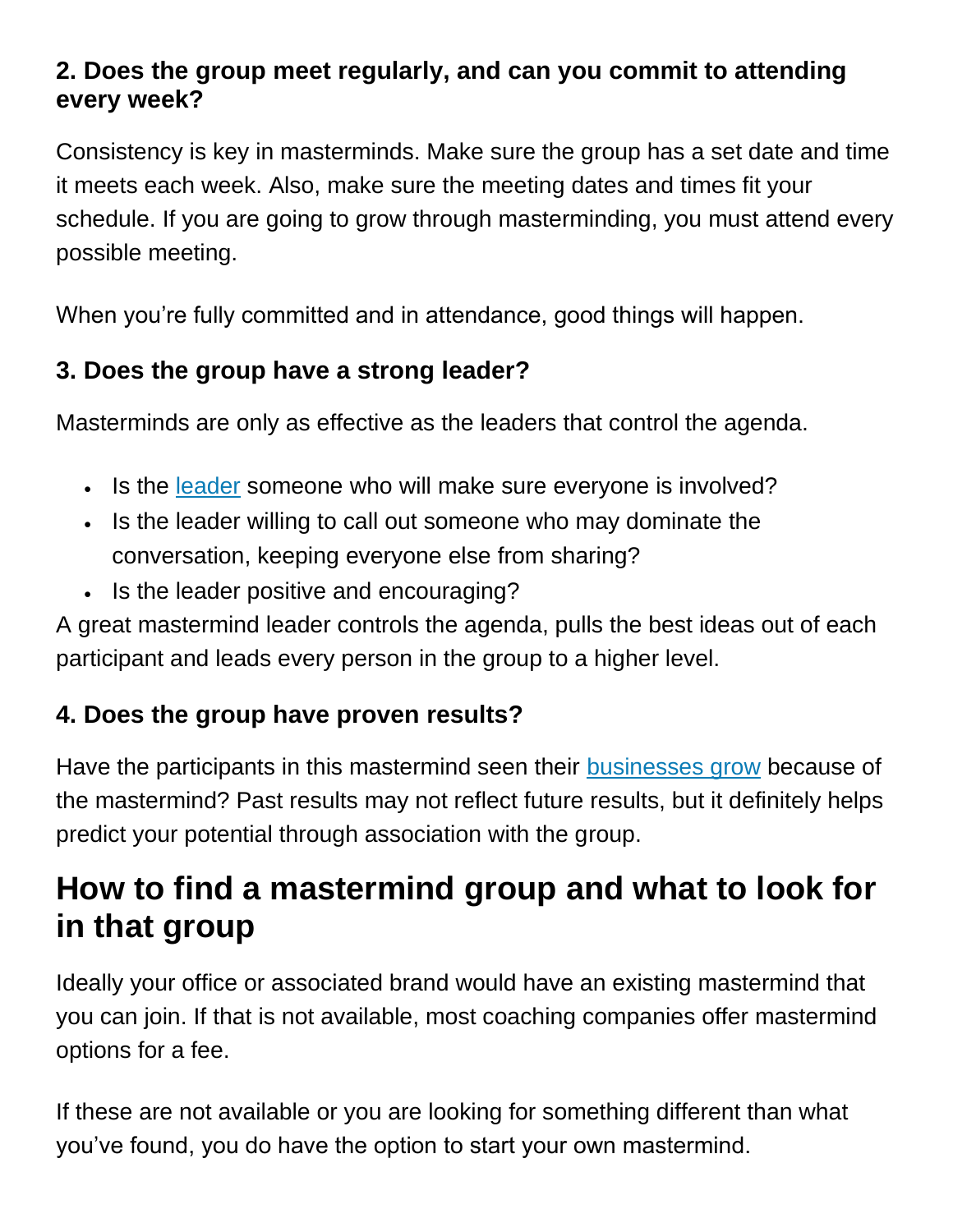### 2. Does the group meet regularly, and can you commit to attending every week?

Consistency is key in masterminds. Make sure the group has a set date and time it meets each week. Also, make sure the meeting dates and times fit your schedule. If you are going to grow through masterminding, you must attend every possible meeting.

When you're fully committed and in attendance, good things will happen.

### 3. Does the group have a strong leader?

Masterminds are only as effective as the leaders that control the agenda.

- Is the leader someone who will make sure everyone is involved?
- Is the leader willing to call out someone who may dominate the conversation, keeping everyone else from sharing?
- Is the leader positive and encouraging?

A great mastermind leader controls the agenda, pulls the best ideas out of each participant and leads every person in the group to a higher level.

### 4. Does the group have proven results?

Have the participants in this mastermind seen their businesses grow because of the mastermind? Past results may not reflect future results, but it definitely helps predict your potential through association with the group.

## How to find a mastermind group and what to look for in that group

Ideally your office or associated brand would have an existing mastermind that you can join. If that is not available, most coaching companies offer mastermind options for a fee.

If these are not available or you are looking for something different than what you've found, you do have the option to start your own mastermind.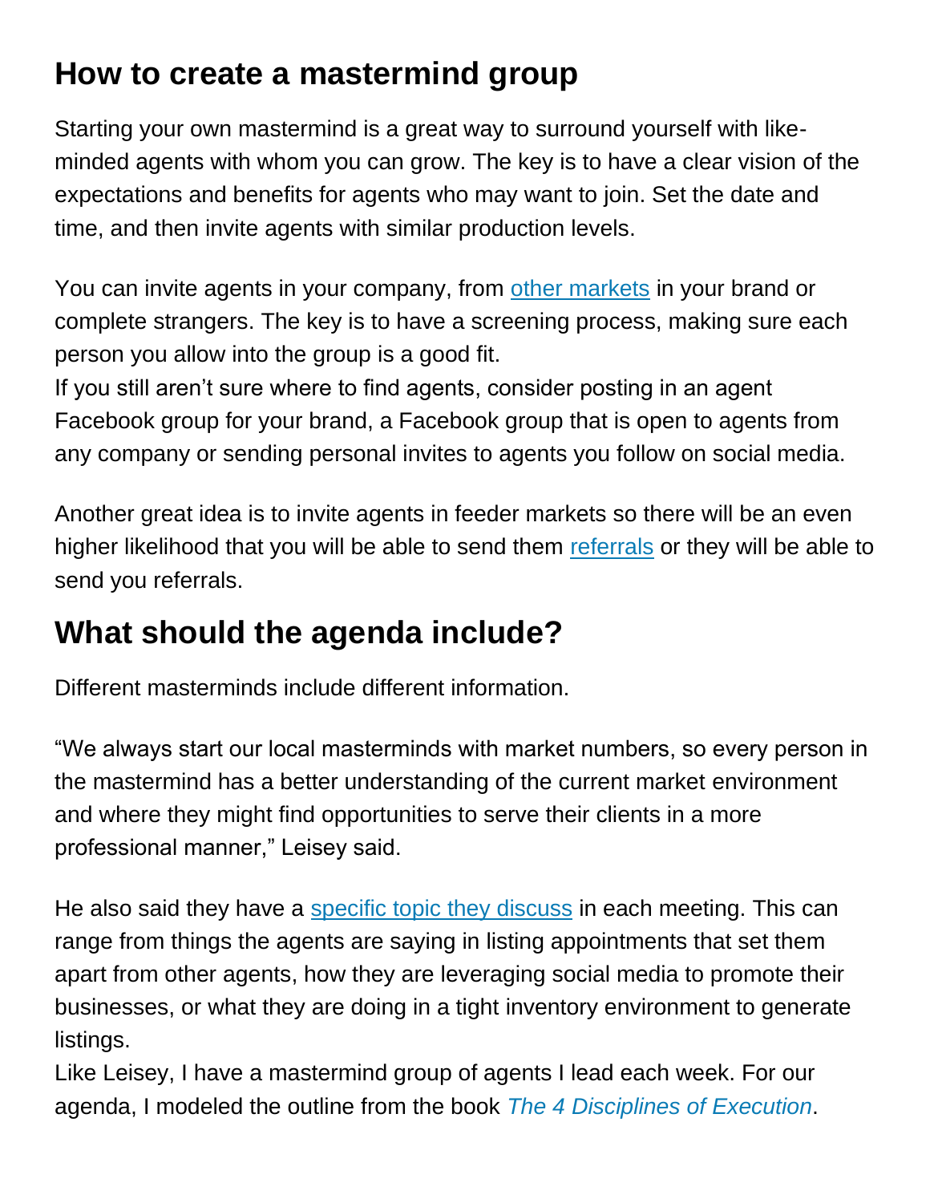## How to create a mastermind group

Starting your own mastermind is a great way to surround yourself with like-minded agents with whom you can grow. The key is to have a clear vision of the expectations and benefits for agents who may want to join. Set the date and time, and then invite agents with similar production levels.

You can invite agents in your company, from other markets in your brand or complete strangers. The key is to have a screening process, making sure each person you allow into the group is a good fit.

If you still aren't sure where to find agents, consider posting in an agent Facebook group for your brand, a Facebook group that is open to agents from any company or sending personal invites to agents you follow on social media.

Another great idea is to invite agents in feeder markets so there will be an even higher likelihood that you will be able to send them referrals or they will be able to send you referrals.

## What should the agenda include?

Different masterminds include different information.

"We always start our local masterminds with market numbers, so every person in the mastermind has a better understanding of the current market environment and where they might find opportunities to serve their clients in a more professional manner," Leisey said.

He also said they have a specific topic they discuss in each meeting. This can range from things the agents are saying in listing appointments that set them apart from other agents, how they are leveraging social media to promote their businesses, or what they are doing in a tight inventory environment to generate listings.

Like Leisey, I have a mastermind group of agents I lead each week. For our agenda, I modeled the outline from the book *The 4 Disciplines of Execution*.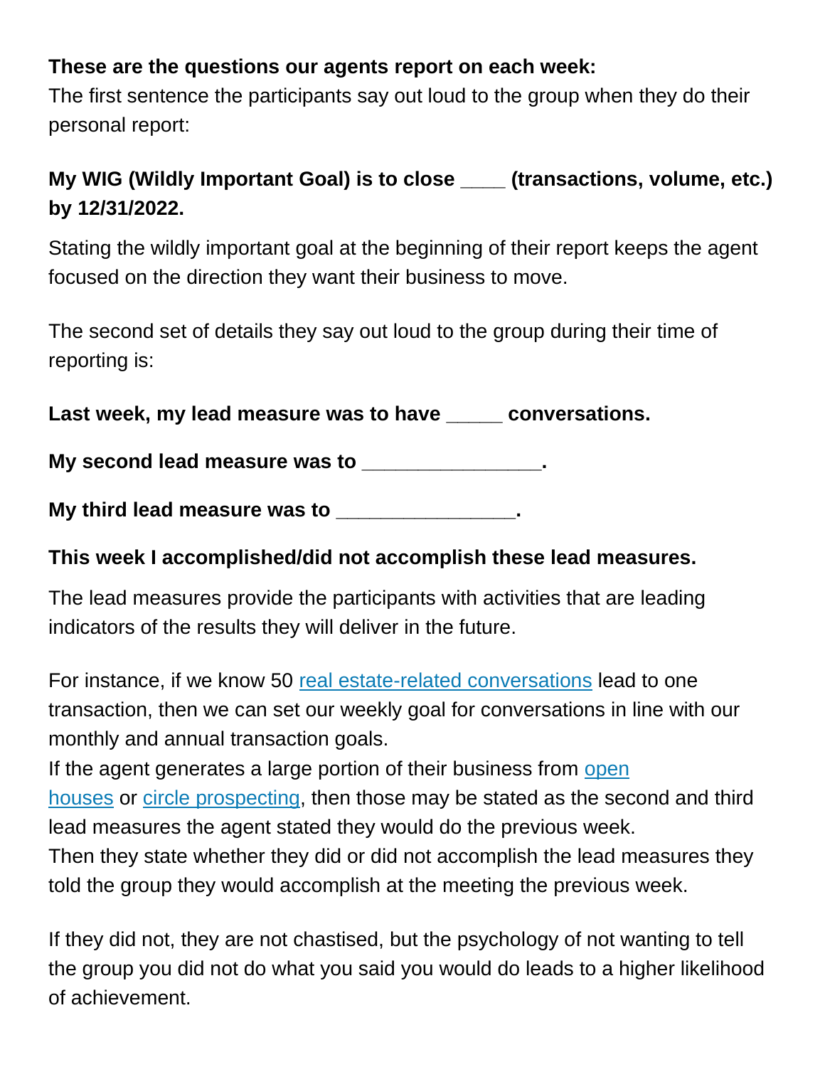**These are the questions our agents report on each week:**
The first sentence the participants say out loud to the group when they do their personal report:

**My WIG (Wildly Important Goal) is to close ____ (transactions, volume, etc.) by 12/31/2022.**

Stating the wildly important goal at the beginning of their report keeps the agent focused on the direction they want their business to move.

The second set of details they say out loud to the group during their time of reporting is:

**Last week, my lead measure was to have _____ conversations.**

**My second lead measure was to ________________.**

**My third lead measure was to ________________.**

**This week I accomplished/did not accomplish these lead measures.**

The lead measures provide the participants with activities that are leading indicators of the results they will deliver in the future.

For instance, if we know 50 real estate-related conversations lead to one transaction, then we can set our weekly goal for conversations in line with our monthly and annual transaction goals.
If the agent generates a large portion of their business from open houses or circle prospecting, then those may be stated as the second and third lead measures the agent stated they would do the previous week.
Then they state whether they did or did not accomplish the lead measures they told the group they would accomplish at the meeting the previous week.

If they did not, they are not chastised, but the psychology of not wanting to tell the group you did not do what you said you would do leads to a higher likelihood of achievement.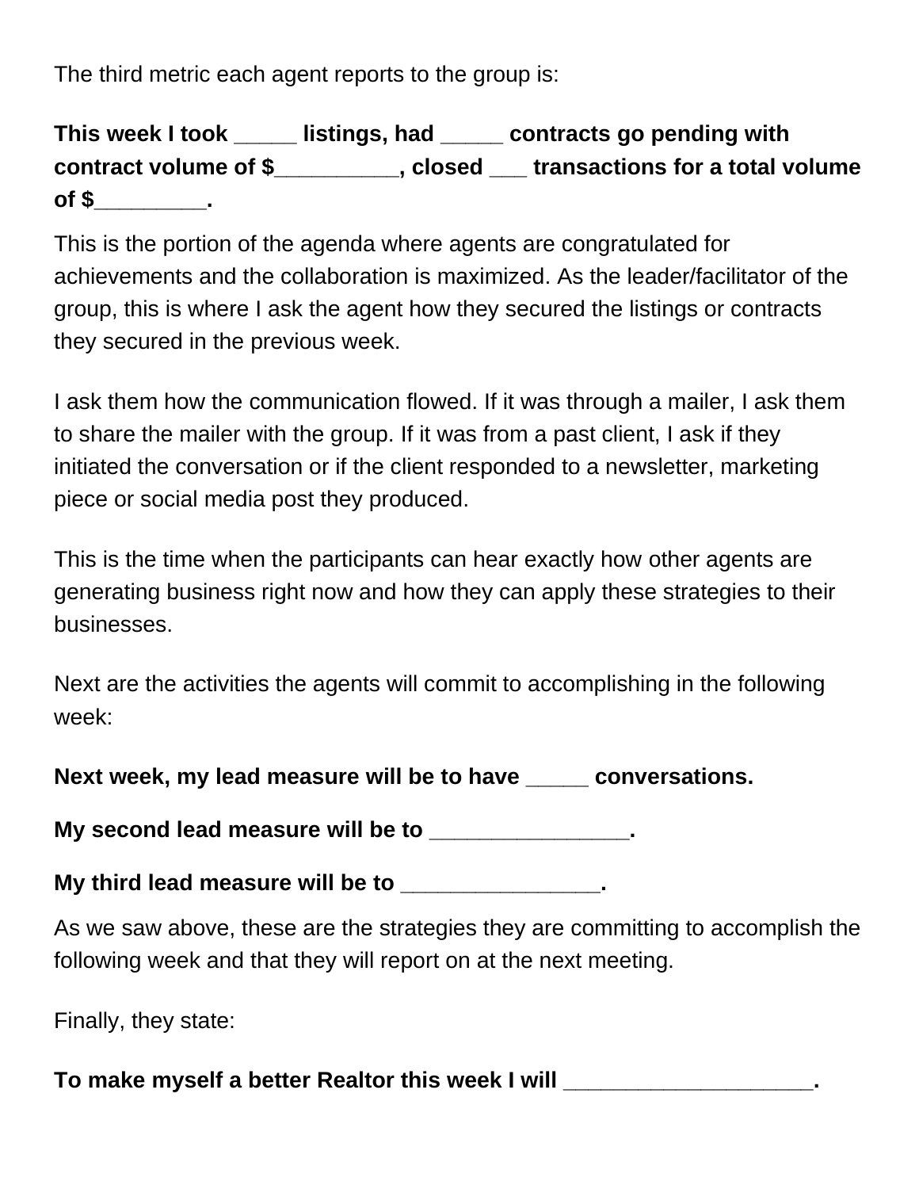The third metric each agent reports to the group is:

**This week I took _____ listings, had _____ contracts go pending with contract volume of $__________, closed ___ transactions for a total volume of $_________.**

This is the portion of the agenda where agents are congratulated for achievements and the collaboration is maximized. As the leader/facilitator of the group, this is where I ask the agent how they secured the listings or contracts they secured in the previous week.

I ask them how the communication flowed. If it was through a mailer, I ask them to share the mailer with the group. If it was from a past client, I ask if they initiated the conversation or if the client responded to a newsletter, marketing piece or social media post they produced.

This is the time when the participants can hear exactly how other agents are generating business right now and how they can apply these strategies to their businesses.

Next are the activities the agents will commit to accomplishing in the following week:

**Next week, my lead measure will be to have _____ conversations.**

**My second lead measure will be to ________________.**

**My third lead measure will be to ________________.**

As we saw above, these are the strategies they are committing to accomplish the following week and that they will report on at the next meeting.

Finally, they state:

**To make myself a better Realtor this week I will ____________________.**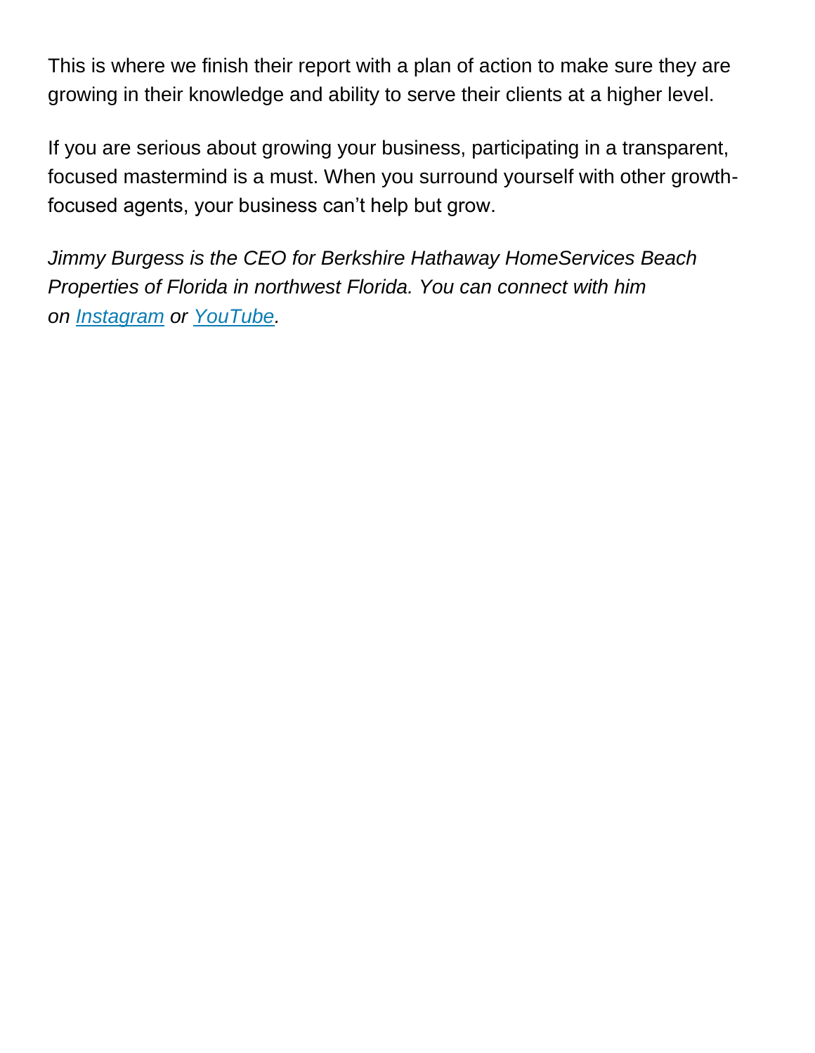This is where we finish their report with a plan of action to make sure they are growing in their knowledge and ability to serve their clients at a higher level.

If you are serious about growing your business, participating in a transparent, focused mastermind is a must. When you surround yourself with other growth-focused agents, your business can't help but grow.

*Jimmy Burgess is the CEO for Berkshire Hathaway HomeServices Beach Properties of Florida in northwest Florida. You can connect with him on Instagram or YouTube.*